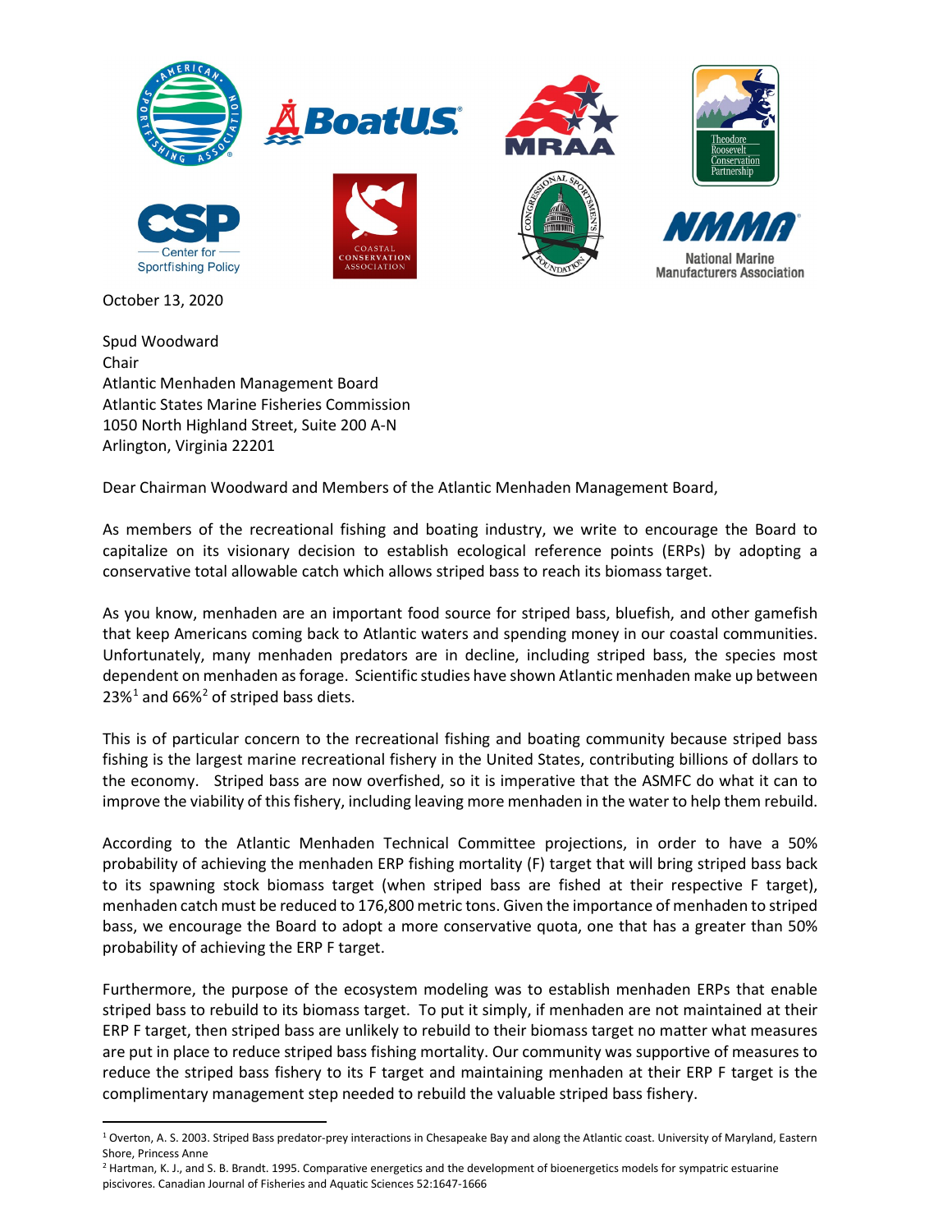October 13, 2020

Spud Woodward
Chair
Atlantic Menhaden Management Board
Atlantic States Marine Fisheries Commission
1050 North Highland Street, Suite 200 A-N
Arlington, Virginia 22201

Dear Chairman Woodward and Members of the Atlantic Menhaden Management Board,

As members of the recreational fishing and boating industry, we write to encourage the Board to capitalize on its visionary decision to establish ecological reference points (ERPs) by adopting a conservative total allowable catch which allows striped bass to reach its biomass target.

As you know, menhaden are an important food source for striped bass, bluefish, and other gamefish that keep Americans coming back to Atlantic waters and spending money in our coastal communities. Unfortunately, many menhaden predators are in decline, including striped bass, the species most dependent on menhaden as forage. Scientific studies have shown Atlantic menhaden make up between 23%[1] and 66%[2] of striped bass diets.

This is of particular concern to the recreational fishing and boating community because striped bass fishing is the largest marine recreational fishery in the United States, contributing billions of dollars to the economy. Striped bass are now overfished, so it is imperative that the ASMFC do what it can to improve the viability of this fishery, including leaving more menhaden in the water to help them rebuild.

According to the Atlantic Menhaden Technical Committee projections, in order to have a 50% probability of achieving the menhaden ERP fishing mortality (F) target that will bring striped bass back to its spawning stock biomass target (when striped bass are fished at their respective F target), menhaden catch must be reduced to 176,800 metric tons. Given the importance of menhaden to striped bass, we encourage the Board to adopt a more conservative quota, one that has a greater than 50% probability of achieving the ERP F target.

Furthermore, the purpose of the ecosystem modeling was to establish menhaden ERPs that enable striped bass to rebuild to its biomass target. To put it simply, if menhaden are not maintained at their ERP F target, then striped bass are unlikely to rebuild to their biomass target no matter what measures are put in place to reduce striped bass fishing mortality. Our community was supportive of measures to reduce the striped bass fishery to its F target and maintaining menhaden at their ERP F target is the complimentary management step needed to rebuild the valuable striped bass fishery.

---

[1] Overton, A. S. 2003. Striped Bass predator-prey interactions in Chesapeake Bay and along the Atlantic coast. University of Maryland, Eastern Shore, Princess Anne

[2] Hartman, K. J., and S. B. Brandt. 1995. Comparative energetics and the development of bioenergetics models for sympatric estuarine piscivores. Canadian Journal of Fisheries and Aquatic Sciences 52:1647-1666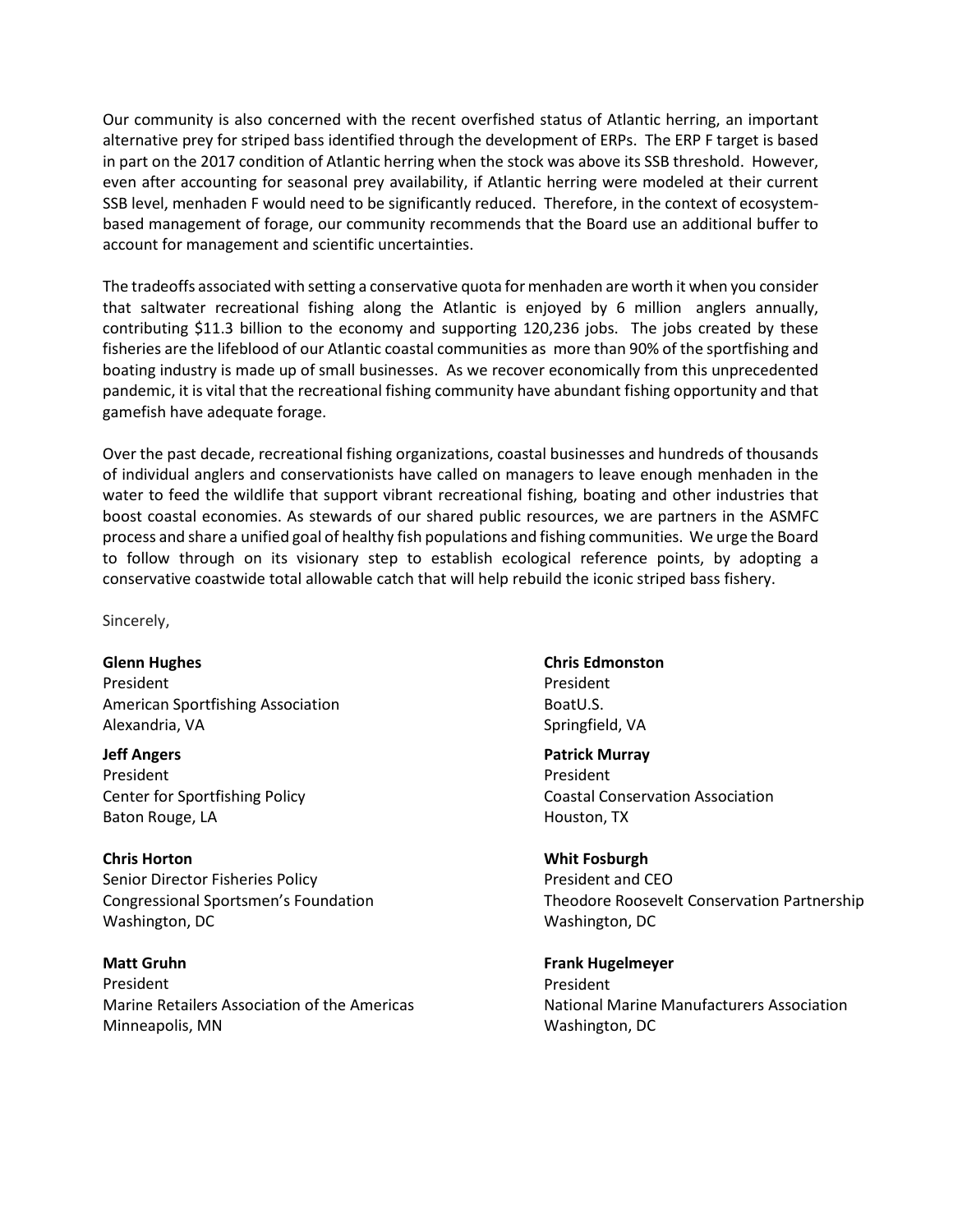Our community is also concerned with the recent overfished status of Atlantic herring, an important alternative prey for striped bass identified through the development of ERPs. The ERP F target is based in part on the 2017 condition of Atlantic herring when the stock was above its SSB threshold. However, even after accounting for seasonal prey availability, if Atlantic herring were modeled at their current SSB level, menhaden F would need to be significantly reduced. Therefore, in the context of ecosystem-based management of forage, our community recommends that the Board use an additional buffer to account for management and scientific uncertainties.

The tradeoffs associated with setting a conservative quota for menhaden are worth it when you consider that saltwater recreational fishing along the Atlantic is enjoyed by 6 million anglers annually, contributing $11.3 billion to the economy and supporting 120,236 jobs. The jobs created by these fisheries are the lifeblood of our Atlantic coastal communities as more than 90% of the sportfishing and boating industry is made up of small businesses. As we recover economically from this unprecedented pandemic, it is vital that the recreational fishing community have abundant fishing opportunity and that gamefish have adequate forage.

Over the past decade, recreational fishing organizations, coastal businesses and hundreds of thousands of individual anglers and conservationists have called on managers to leave enough menhaden in the water to feed the wildlife that support vibrant recreational fishing, boating and other industries that boost coastal economies. As stewards of our shared public resources, we are partners in the ASMFC process and share a unified goal of healthy fish populations and fishing communities. We urge the Board to follow through on its visionary step to establish ecological reference points, by adopting a conservative coastwide total allowable catch that will help rebuild the iconic striped bass fishery.

Sincerely,

**Glenn Hughes**
President
American Sportfishing Association
Alexandria, VA

**Chris Edmonston**
President
BoatU.S.
Springfield, VA

**Jeff Angers**
President
Center for Sportfishing Policy
Baton Rouge, LA

**Patrick Murray**
President
Coastal Conservation Association
Houston, TX

**Chris Horton**
Senior Director Fisheries Policy
Congressional Sportsmen's Foundation
Washington, DC

**Whit Fosburgh**
President and CEO
Theodore Roosevelt Conservation Partnership
Washington, DC

**Matt Gruhn**
President
Marine Retailers Association of the Americas
Minneapolis, MN

**Frank Hugelmeyer**
President
National Marine Manufacturers Association
Washington, DC